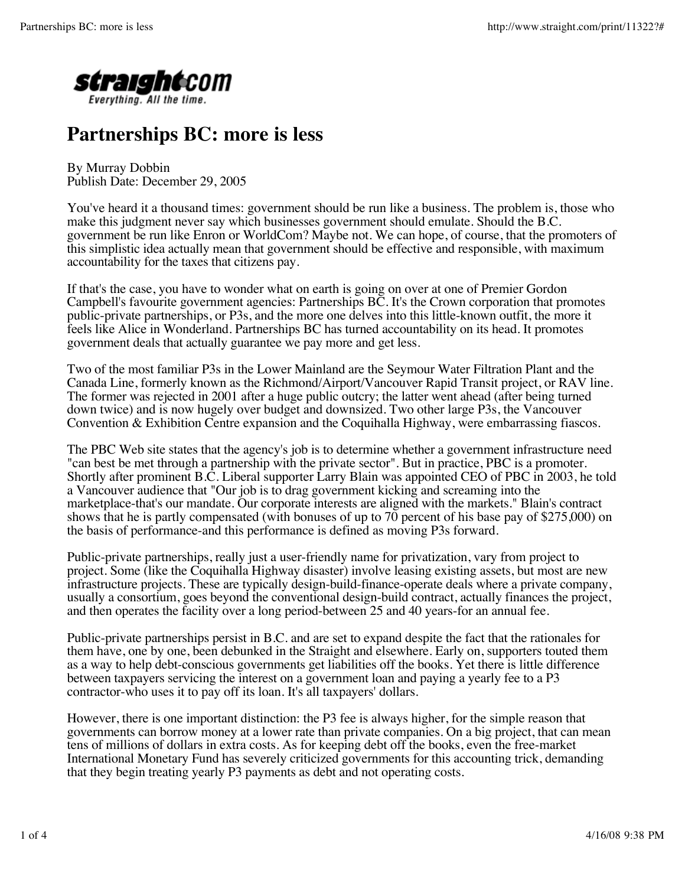# Partnerships BC: more is less

By Murray Dobbin
Publish Date: December 29, 2005

You've heard it a thousand times: government should be run like a business. The problem is, those who make this judgment never say which businesses government should emulate. Should the B.C. government be run like Enron or WorldCom? Maybe not. We can hope, of course, that the promoters of this simplistic idea actually mean that government should be effective and responsible, with maximum accountability for the taxes that citizens pay.

If that's the case, you have to wonder what on earth is going on over at one of Premier Gordon Campbell's favourite government agencies: Partnerships BC. It's the Crown corporation that promotes public-private partnerships, or P3s, and the more one delves into this little-known outfit, the more it feels like Alice in Wonderland. Partnerships BC has turned accountability on its head. It promotes government deals that actually guarantee we pay more and get less.

Two of the most familiar P3s in the Lower Mainland are the Seymour Water Filtration Plant and the Canada Line, formerly known as the Richmond/Airport/Vancouver Rapid Transit project, or RAV line. The former was rejected in 2001 after a huge public outcry; the latter went ahead (after being turned down twice) and is now hugely over budget and downsized. Two other large P3s, the Vancouver Convention & Exhibition Centre expansion and the Coquihalla Highway, were embarrassing fiascos.

The PBC Web site states that the agency's job is to determine whether a government infrastructure need "can best be met through a partnership with the private sector". But in practice, PBC is a promoter. Shortly after prominent B.C. Liberal supporter Larry Blain was appointed CEO of PBC in 2003, he told a Vancouver audience that "Our job is to drag government kicking and screaming into the marketplace-that's our mandate. Our corporate interests are aligned with the markets." Blain's contract shows that he is partly compensated (with bonuses of up to 70 percent of his base pay of $275,000) on the basis of performance-and this performance is defined as moving P3s forward.

Public-private partnerships, really just a user-friendly name for privatization, vary from project to project. Some (like the Coquihalla Highway disaster) involve leasing existing assets, but most are new infrastructure projects. These are typically design-build-finance-operate deals where a private company, usually a consortium, goes beyond the conventional design-build contract, actually finances the project, and then operates the facility over a long period-between 25 and 40 years-for an annual fee.

Public-private partnerships persist in B.C. and are set to expand despite the fact that the rationales for them have, one by one, been debunked in the Straight and elsewhere. Early on, supporters touted them as a way to help debt-conscious governments get liabilities off the books. Yet there is little difference between taxpayers servicing the interest on a government loan and paying a yearly fee to a P3 contractor-who uses it to pay off its loan. It's all taxpayers' dollars.

However, there is one important distinction: the P3 fee is always higher, for the simple reason that governments can borrow money at a lower rate than private companies. On a big project, that can mean tens of millions of dollars in extra costs. As for keeping debt off the books, even the free-market International Monetary Fund has severely criticized governments for this accounting trick, demanding that they begin treating yearly P3 payments as debt and not operating costs.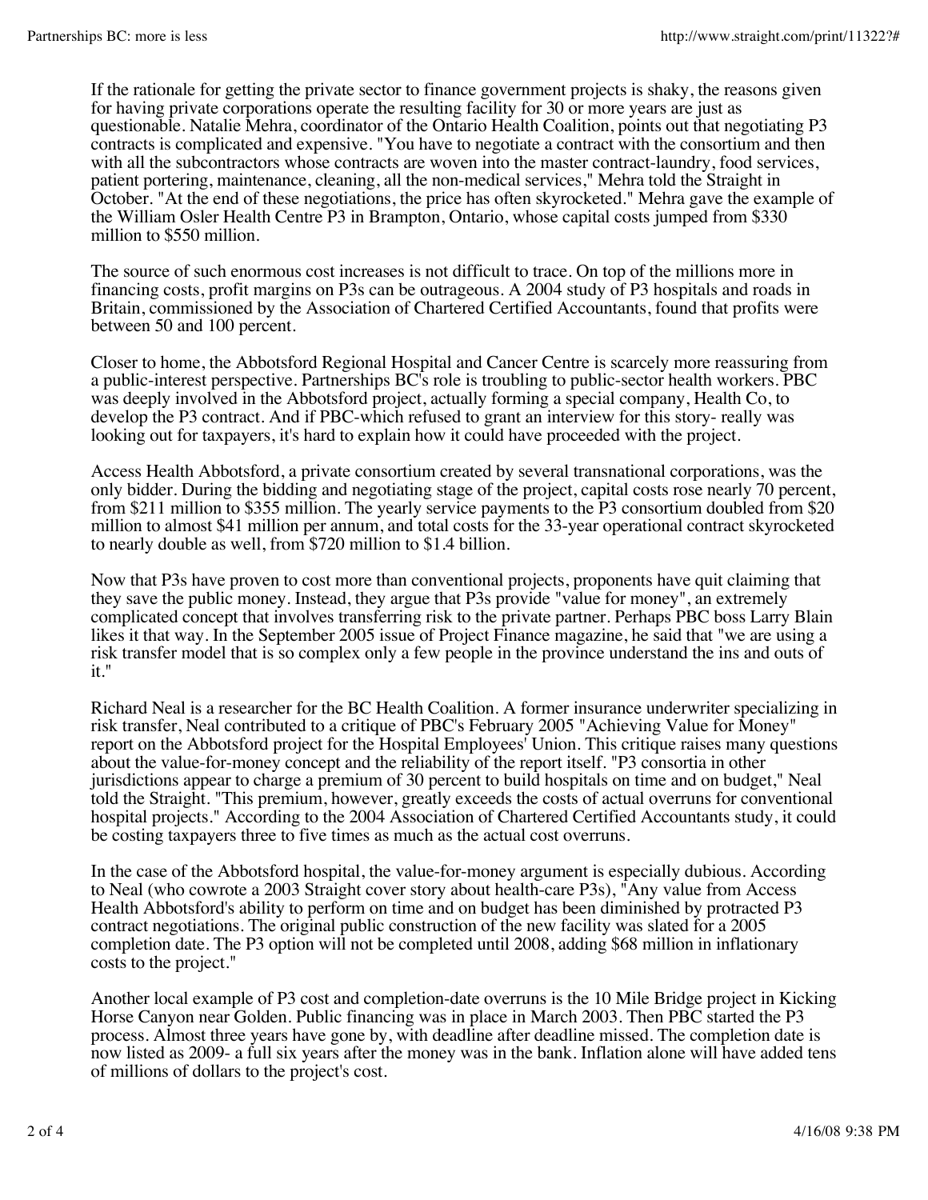If the rationale for getting the private sector to finance government projects is shaky, the reasons given for having private corporations operate the resulting facility for 30 or more years are just as questionable. Natalie Mehra, coordinator of the Ontario Health Coalition, points out that negotiating P3 contracts is complicated and expensive. "You have to negotiate a contract with the consortium and then with all the subcontractors whose contracts are woven into the master contract-laundry, food services, patient portering, maintenance, cleaning, all the non-medical services," Mehra told the Straight in October. "At the end of these negotiations, the price has often skyrocketed." Mehra gave the example of the William Osler Health Centre P3 in Brampton, Ontario, whose capital costs jumped from $330 million to $550 million.

The source of such enormous cost increases is not difficult to trace. On top of the millions more in financing costs, profit margins on P3s can be outrageous. A 2004 study of P3 hospitals and roads in Britain, commissioned by the Association of Chartered Certified Accountants, found that profits were between 50 and 100 percent.

Closer to home, the Abbotsford Regional Hospital and Cancer Centre is scarcely more reassuring from a public-interest perspective. Partnerships BC's role is troubling to public-sector health workers. PBC was deeply involved in the Abbotsford project, actually forming a special company, Health Co, to develop the P3 contract. And if PBC-which refused to grant an interview for this story- really was looking out for taxpayers, it's hard to explain how it could have proceeded with the project.

Access Health Abbotsford, a private consortium created by several transnational corporations, was the only bidder. During the bidding and negotiating stage of the project, capital costs rose nearly 70 percent, from $211 million to $355 million. The yearly service payments to the P3 consortium doubled from $20 million to almost $41 million per annum, and total costs for the 33-year operational contract skyrocketed to nearly double as well, from $720 million to $1.4 billion.

Now that P3s have proven to cost more than conventional projects, proponents have quit claiming that they save the public money. Instead, they argue that P3s provide "value for money", an extremely complicated concept that involves transferring risk to the private partner. Perhaps PBC boss Larry Blain likes it that way. In the September 2005 issue of Project Finance magazine, he said that "we are using a risk transfer model that is so complex only a few people in the province understand the ins and outs of it."

Richard Neal is a researcher for the BC Health Coalition. A former insurance underwriter specializing in risk transfer, Neal contributed to a critique of PBC's February 2005 "Achieving Value for Money" report on the Abbotsford project for the Hospital Employees' Union. This critique raises many questions about the value-for-money concept and the reliability of the report itself. "P3 consortia in other jurisdictions appear to charge a premium of 30 percent to build hospitals on time and on budget," Neal told the Straight. "This premium, however, greatly exceeds the costs of actual overruns for conventional hospital projects." According to the 2004 Association of Chartered Certified Accountants study, it could be costing taxpayers three to five times as much as the actual cost overruns.

In the case of the Abbotsford hospital, the value-for-money argument is especially dubious. According to Neal (who cowrote a 2003 Straight cover story about health-care P3s), "Any value from Access Health Abbotsford's ability to perform on time and on budget has been diminished by protracted P3 contract negotiations. The original public construction of the new facility was slated for a 2005 completion date. The P3 option will not be completed until 2008, adding $68 million in inflationary costs to the project."

Another local example of P3 cost and completion-date overruns is the 10 Mile Bridge project in Kicking Horse Canyon near Golden. Public financing was in place in March 2003. Then PBC started the P3 process. Almost three years have gone by, with deadline after deadline missed. The completion date is now listed as 2009- a full six years after the money was in the bank. Inflation alone will have added tens of millions of dollars to the project's cost.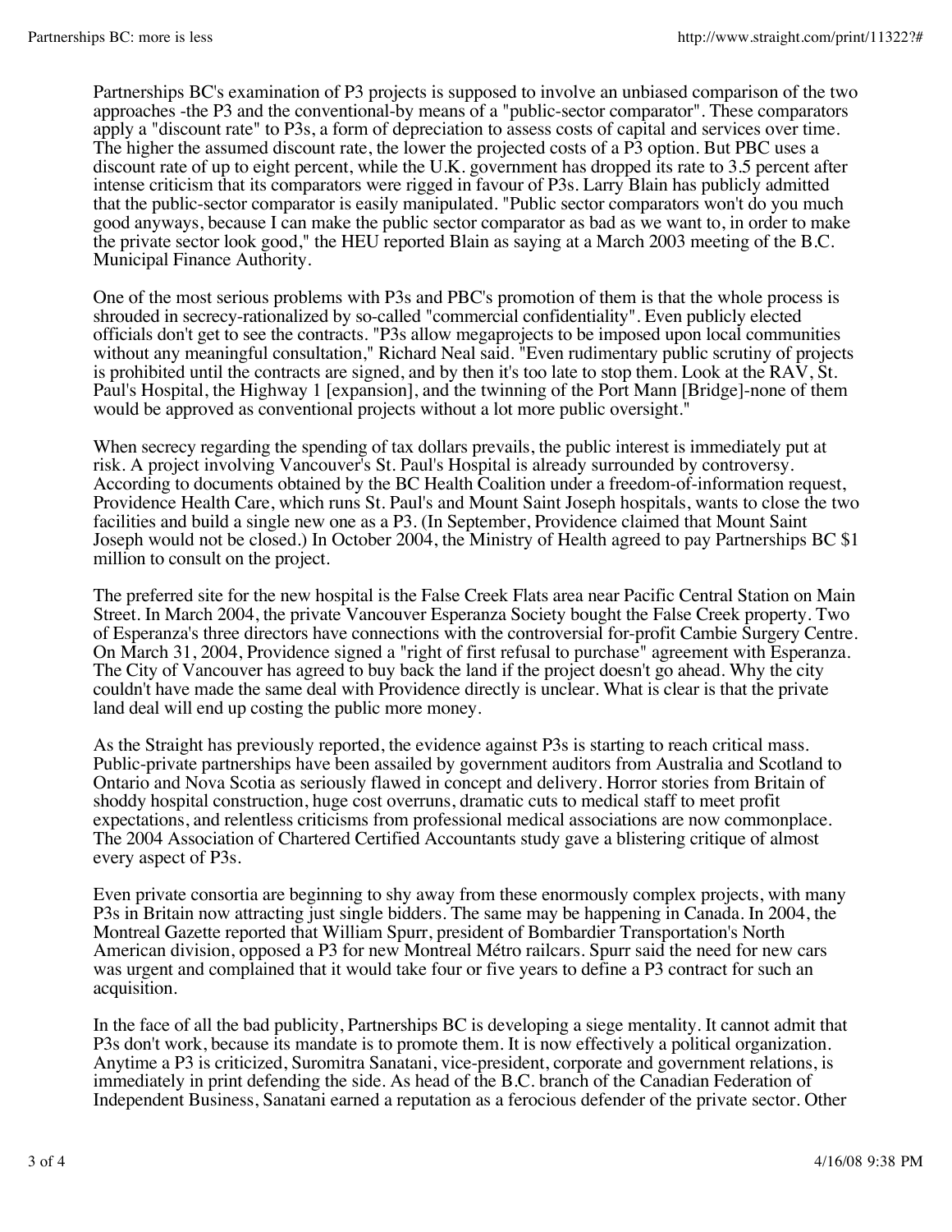Partnerships BC's examination of P3 projects is supposed to involve an unbiased comparison of the two approaches -the P3 and the conventional-by means of a "public-sector comparator". These comparators apply a "discount rate" to P3s, a form of depreciation to assess costs of capital and services over time. The higher the assumed discount rate, the lower the projected costs of a P3 option. But PBC uses a discount rate of up to eight percent, while the U.K. government has dropped its rate to 3.5 percent after intense criticism that its comparators were rigged in favour of P3s. Larry Blain has publicly admitted that the public-sector comparator is easily manipulated. "Public sector comparators won't do you much good anyways, because I can make the public sector comparator as bad as we want to, in order to make the private sector look good," the HEU reported Blain as saying at a March 2003 meeting of the B.C. Municipal Finance Authority.

One of the most serious problems with P3s and PBC's promotion of them is that the whole process is shrouded in secrecy-rationalized by so-called "commercial confidentiality". Even publicly elected officials don't get to see the contracts. "P3s allow megaprojects to be imposed upon local communities without any meaningful consultation," Richard Neal said. "Even rudimentary public scrutiny of projects is prohibited until the contracts are signed, and by then it's too late to stop them. Look at the RAV, St. Paul's Hospital, the Highway 1 [expansion], and the twinning of the Port Mann [Bridge]-none of them would be approved as conventional projects without a lot more public oversight."

When secrecy regarding the spending of tax dollars prevails, the public interest is immediately put at risk. A project involving Vancouver's St. Paul's Hospital is already surrounded by controversy. According to documents obtained by the BC Health Coalition under a freedom-of-information request, Providence Health Care, which runs St. Paul's and Mount Saint Joseph hospitals, wants to close the two facilities and build a single new one as a P3. (In September, Providence claimed that Mount Saint Joseph would not be closed.) In October 2004, the Ministry of Health agreed to pay Partnerships BC $1 million to consult on the project.

The preferred site for the new hospital is the False Creek Flats area near Pacific Central Station on Main Street. In March 2004, the private Vancouver Esperanza Society bought the False Creek property. Two of Esperanza's three directors have connections with the controversial for-profit Cambie Surgery Centre. On March 31, 2004, Providence signed a "right of first refusal to purchase" agreement with Esperanza. The City of Vancouver has agreed to buy back the land if the project doesn't go ahead. Why the city couldn't have made the same deal with Providence directly is unclear. What is clear is that the private land deal will end up costing the public more money.

As the Straight has previously reported, the evidence against P3s is starting to reach critical mass. Public-private partnerships have been assailed by government auditors from Australia and Scotland to Ontario and Nova Scotia as seriously flawed in concept and delivery. Horror stories from Britain of shoddy hospital construction, huge cost overruns, dramatic cuts to medical staff to meet profit expectations, and relentless criticisms from professional medical associations are now commonplace. The 2004 Association of Chartered Certified Accountants study gave a blistering critique of almost every aspect of P3s.

Even private consortia are beginning to shy away from these enormously complex projects, with many P3s in Britain now attracting just single bidders. The same may be happening in Canada. In 2004, the Montreal Gazette reported that William Spurr, president of Bombardier Transportation's North American division, opposed a P3 for new Montreal Métro railcars. Spurr said the need for new cars was urgent and complained that it would take four or five years to define a P3 contract for such an acquisition.

In the face of all the bad publicity, Partnerships BC is developing a siege mentality. It cannot admit that P3s don't work, because its mandate is to promote them. It is now effectively a political organization. Anytime a P3 is criticized, Suromitra Sanatani, vice-president, corporate and government relations, is immediately in print defending the side. As head of the B.C. branch of the Canadian Federation of Independent Business, Sanatani earned a reputation as a ferocious defender of the private sector. Other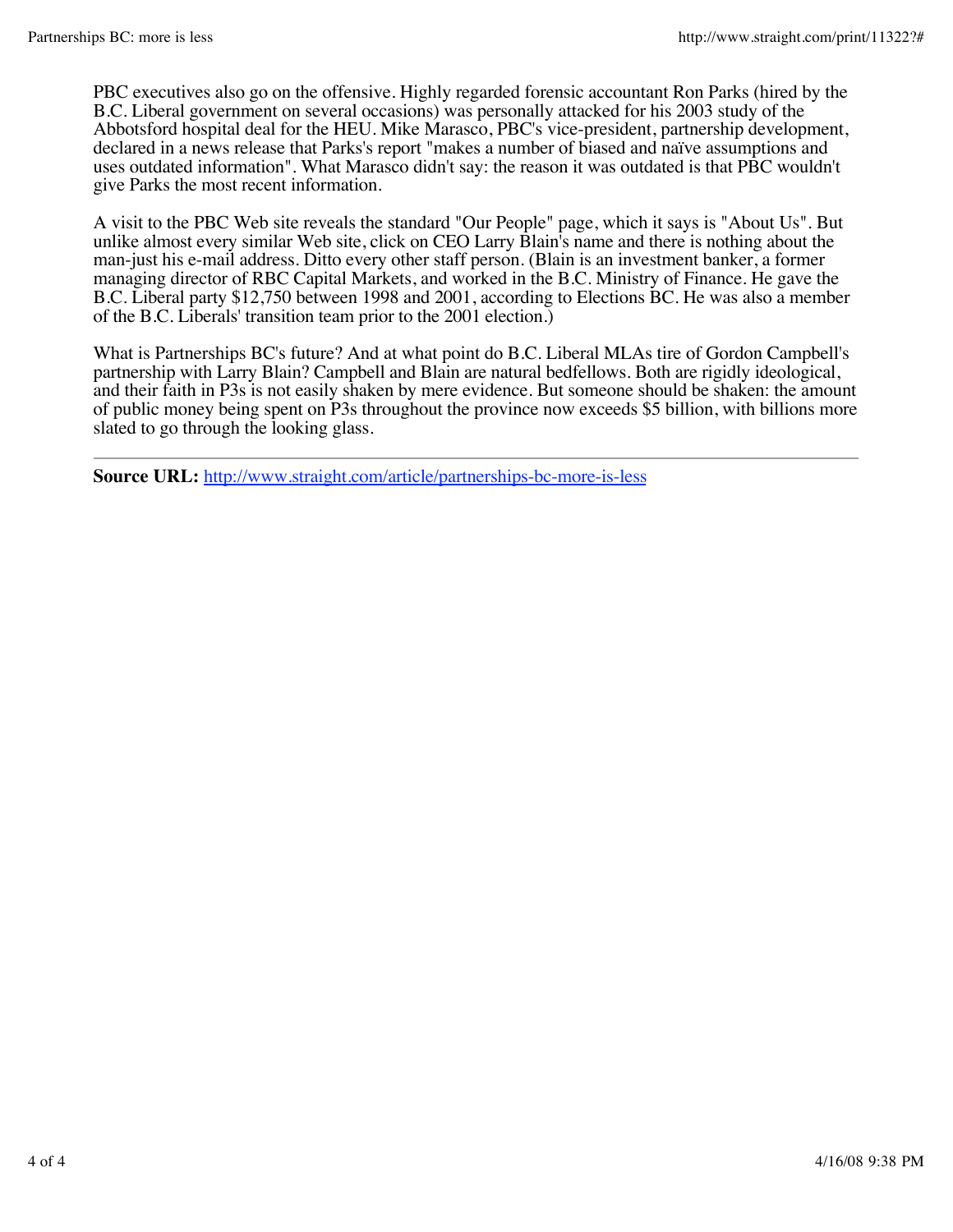PBC executives also go on the offensive. Highly regarded forensic accountant Ron Parks (hired by the B.C. Liberal government on several occasions) was personally attacked for his 2003 study of the Abbotsford hospital deal for the HEU. Mike Marasco, PBC's vice-president, partnership development, declared in a news release that Parks's report "makes a number of biased and naïve assumptions and uses outdated information". What Marasco didn't say: the reason it was outdated is that PBC wouldn't give Parks the most recent information.

A visit to the PBC Web site reveals the standard "Our People" page, which it says is "About Us". But unlike almost every similar Web site, click on CEO Larry Blain's name and there is nothing about the man-just his e-mail address. Ditto every other staff person. (Blain is an investment banker, a former managing director of RBC Capital Markets, and worked in the B.C. Ministry of Finance. He gave the B.C. Liberal party $12,750 between 1998 and 2001, according to Elections BC. He was also a member of the B.C. Liberals' transition team prior to the 2001 election.)

What is Partnerships BC's future? And at what point do B.C. Liberal MLAs tire of Gordon Campbell's partnership with Larry Blain? Campbell and Blain are natural bedfellows. Both are rigidly ideological, and their faith in P3s is not easily shaken by mere evidence. But someone should be shaken: the amount of public money being spent on P3s throughout the province now exceeds $5 billion, with billions more slated to go through the looking glass.

---

**Source URL:** http://www.straight.com/article/partnerships-bc-more-is-less